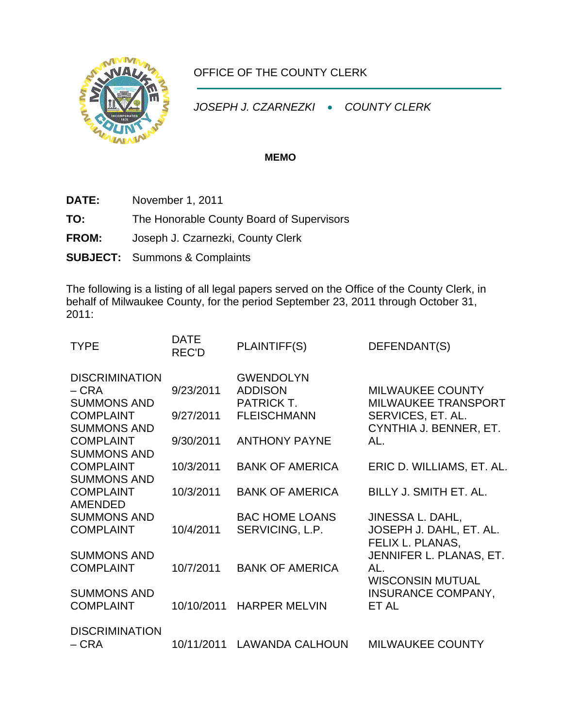OFFICE OF THE COUNTY CLERK

*JOSEPH J. CZARNEZKI • COUNTY CLERK*

**MEMO**

**DATE:** November 1, 2011

**TO:** The Honorable County Board of Supervisors

**FROM:** Joseph J. Czarnezki, County Clerk

**SUBJECT:** Summons & Complaints

The following is a listing of all legal papers served on the Office of the County Clerk, in behalf of Milwaukee County, for the period September 23, 2011 through October 31, 2011:

| TYPE | DATE REC'D | PLAINTIFF(S) | DEFENDANT(S) |
|---|---|---|---|
| DISCRIMINATION – CRA | 9/23/2011 | GWENDOLYN ADDISON | MILWAUKEE COUNTY |
| SUMMONS AND COMPLAINT | 9/27/2011 | PATRICK T. FLEISCHMANN | MILWAUKEE TRANSPORT SERVICES, ET. AL. |
| SUMMONS AND COMPLAINT | 9/30/2011 | ANTHONY PAYNE | CYNTHIA J. BENNER, ET. AL. |
| SUMMONS AND COMPLAINT | 10/3/2011 | BANK OF AMERICA | ERIC D. WILLIAMS, ET. AL. |
| SUMMONS AND COMPLAINT | 10/3/2011 | BANK OF AMERICA | BILLY J. SMITH ET. AL. |
| AMENDED SUMMONS AND COMPLAINT | 10/4/2011 | BAC HOME LOANS SERVICING, L.P. | JINESSA L. DAHL, JOSEPH J. DAHL, ET. AL. |
| SUMMONS AND COMPLAINT | 10/7/2011 | BANK OF AMERICA | FELIX L. PLANAS, JENNIFER L. PLANAS, ET. AL. |
| SUMMONS AND COMPLAINT | 10/10/2011 | HARPER MELVIN | WISCONSIN MUTUAL INSURANCE COMPANY, ET AL |
| DISCRIMINATION – CRA | 10/11/2011 | LAWANDA CALHOUN | MILWAUKEE COUNTY |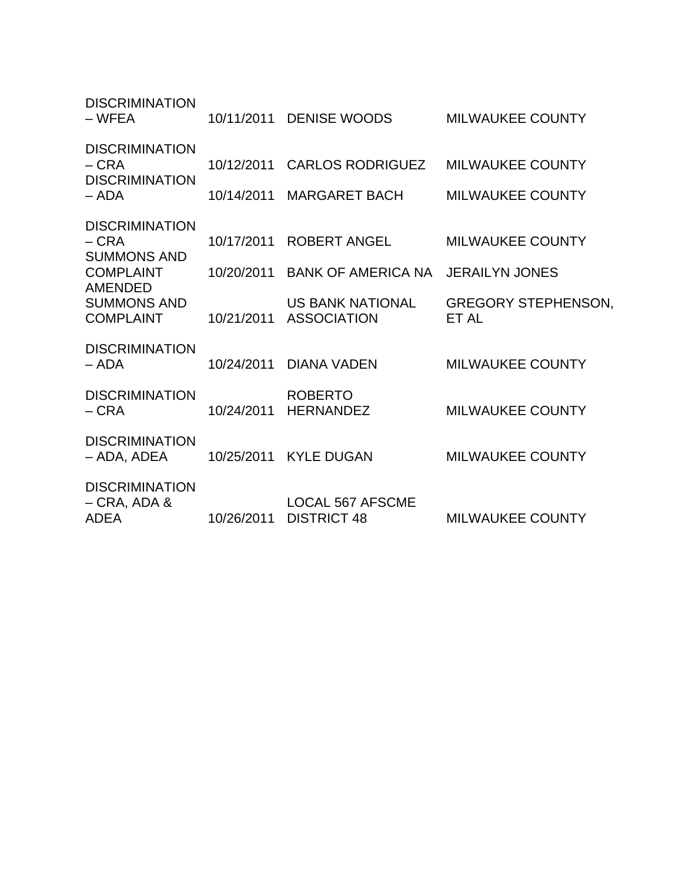| | | | |
|---|---|---|---|
| DISCRIMINATION – WFEA | 10/11/2011 | DENISE WOODS | MILWAUKEE COUNTY |
| DISCRIMINATION – CRA | 10/12/2011 | CARLOS RODRIGUEZ | MILWAUKEE COUNTY |
| DISCRIMINATION – ADA | 10/14/2011 | MARGARET BACH | MILWAUKEE COUNTY |
| DISCRIMINATION – CRA | 10/17/2011 | ROBERT ANGEL | MILWAUKEE COUNTY |
| SUMMONS AND COMPLAINT | 10/20/2011 | BANK OF AMERICA NA | JERAILYN JONES |
| AMENDED SUMMONS AND COMPLAINT | 10/21/2011 | US BANK NATIONAL ASSOCIATION | GREGORY STEPHENSON, ET AL |
| DISCRIMINATION – ADA | 10/24/2011 | DIANA VADEN | MILWAUKEE COUNTY |
| DISCRIMINATION – CRA | 10/24/2011 | ROBERTO HERNANDEZ | MILWAUKEE COUNTY |
| DISCRIMINATION – ADA, ADEA | 10/25/2011 | KYLE DUGAN | MILWAUKEE COUNTY |
| DISCRIMINATION – CRA, ADA & ADEA | 10/26/2011 | LOCAL 567 AFSCME DISTRICT 48 | MILWAUKEE COUNTY |